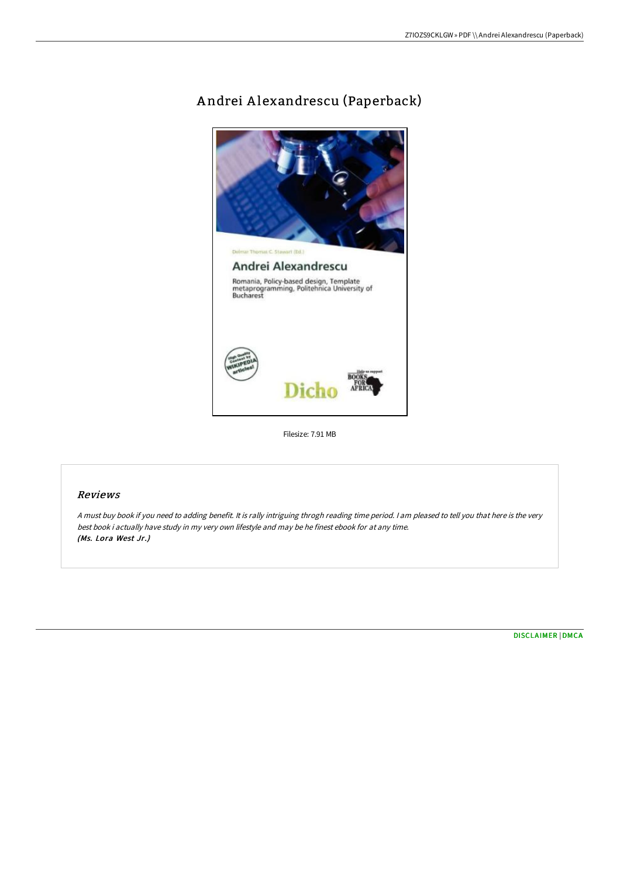# Andrei Alexandrescu (Paperback)

Filesize: 7.91 MB

## Reviews

*A must buy book if you need to adding benefit. It is rally intriguing throgh reading time period. I am pleased to tell you that here is the very best book i actually have study in my very own lifestyle and may be he finest ebook for at any time.*
***(Ms. Lora West Jr.)***

DISCLAIMER | DMCA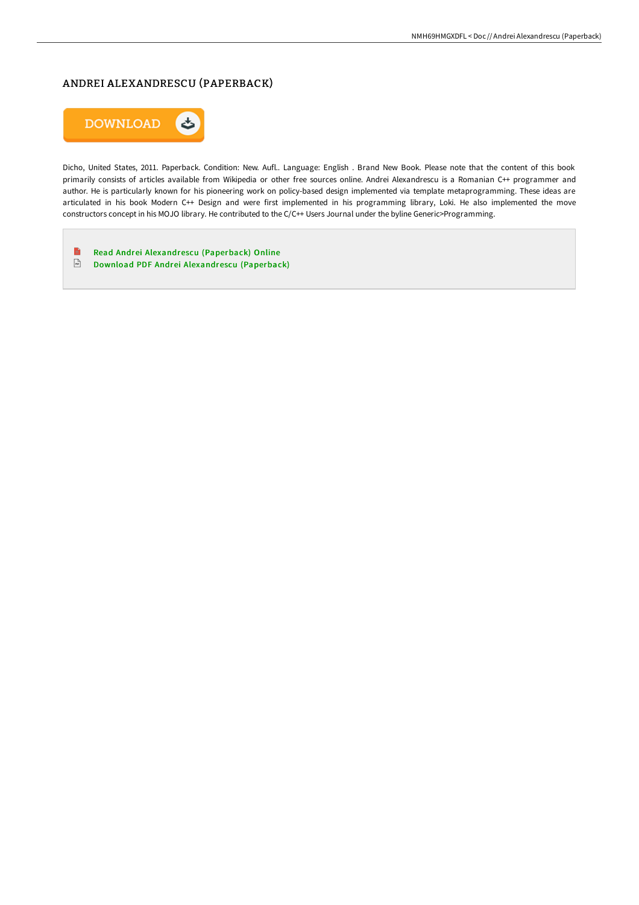# ANDREI ALEXANDRESCU (PAPERBACK)

DOWNLOAD

Dicho, United States, 2011. Paperback. Condition: New. Aufl.. Language: English . Brand New Book. Please note that the content of this book primarily consists of articles available from Wikipedia or other free sources online. Andrei Alexandrescu is a Romanian C++ programmer and author. He is particularly known for his pioneering work on policy-based design implemented via template metaprogramming. These ideas are articulated in his book Modern C++ Design and were first implemented in his programming library, Loki. He also implemented the move constructors concept in his MOJO library. He contributed to the C/C++ Users Journal under the byline Generic>Programming.

- Read Andrei Alexandrescu (Paperback) Online
- Download PDF Andrei Alexandrescu (Paperback)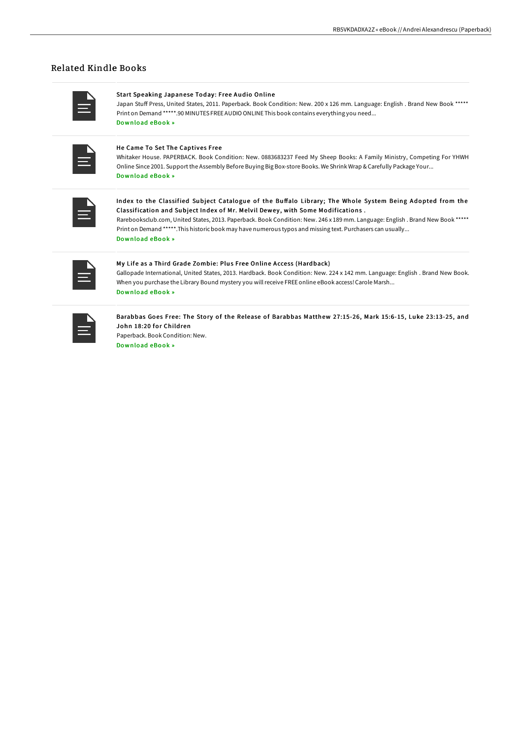## Related Kindle Books

### Start Speaking Japanese Today: Free Audio Online

Japan Stuff Press, United States, 2011. Paperback. Book Condition: New. 200 x 126 mm. Language: English . Brand New Book ***** Print on Demand *****.90 MINUTES FREE AUDIO ONLINE This book contains everything you need...

Download eBook »

### He Came To Set The Captives Free

Whitaker House. PAPERBACK. Book Condition: New. 0883683237 Feed My Sheep Books: A Family Ministry, Competing For YHWH Online Since 2001. Support the Assembly Before Buying Big Box-store Books. We Shrink Wrap & Carefully Package Your...

Download eBook »

### Index to the Classified Subject Catalogue of the Buffalo Library; The Whole System Being Adopted from the Classification and Subject Index of Mr. Melvil Dewey, with Some Modifications .

Rarebooksclub.com, United States, 2013. Paperback. Book Condition: New. 246 x 189 mm. Language: English . Brand New Book ***** Print on Demand *****.This historic book may have numerous typos and missing text. Purchasers can usually...

Download eBook »

### My Life as a Third Grade Zombie: Plus Free Online Access (Hardback)

Gallopade International, United States, 2013. Hardback. Book Condition: New. 224 x 142 mm. Language: English . Brand New Book. When you purchase the Library Bound mystery you will receive FREE online eBook access! Carole Marsh...

Download eBook »

### Barabbas Goes Free: The Story of the Release of Barabbas Matthew 27:15-26, Mark 15:6-15, Luke 23:13-25, and John 18:20 for Children

Paperback. Book Condition: New.

Download eBook »